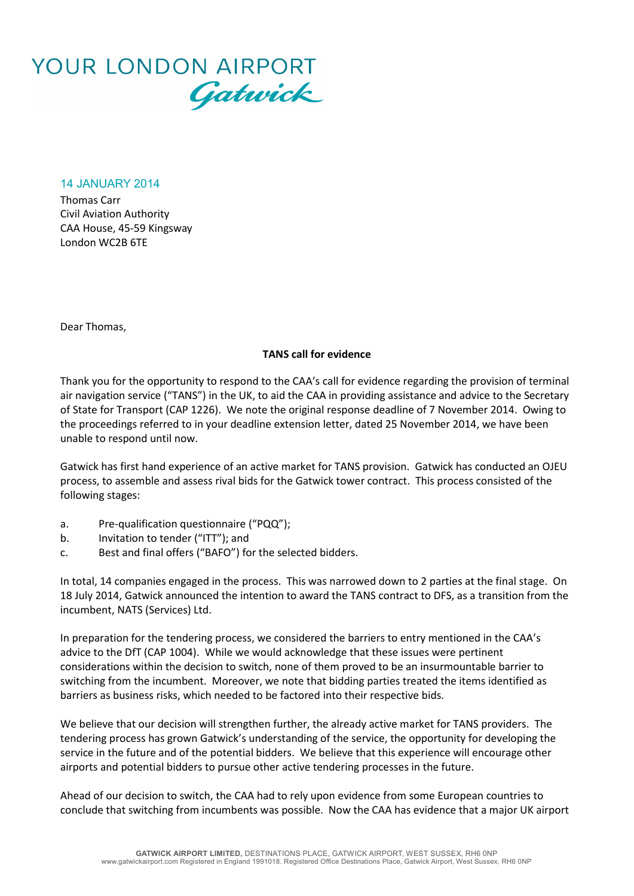YOUR LONDON AIRPORT
Gatwick

14 JANUARY 2014

Thomas Carr
Civil Aviation Authority
CAA House, 45-59 Kingsway
London WC2B 6TE

Dear Thomas,

**TANS call for evidence**

Thank you for the opportunity to respond to the CAA's call for evidence regarding the provision of terminal air navigation service ("TANS") in the UK, to aid the CAA in providing assistance and advice to the Secretary of State for Transport (CAP 1226). We note the original response deadline of 7 November 2014. Owing to the proceedings referred to in your deadline extension letter, dated 25 November 2014, we have been unable to respond until now.

Gatwick has first hand experience of an active market for TANS provision. Gatwick has conducted an OJEU process, to assemble and assess rival bids for the Gatwick tower contract. This process consisted of the following stages:

a. Pre-qualification questionnaire ("PQQ");
b. Invitation to tender ("ITT"); and
c. Best and final offers ("BAFO") for the selected bidders.

In total, 14 companies engaged in the process. This was narrowed down to 2 parties at the final stage. On 18 July 2014, Gatwick announced the intention to award the TANS contract to DFS, as a transition from the incumbent, NATS (Services) Ltd.

In preparation for the tendering process, we considered the barriers to entry mentioned in the CAA's advice to the DfT (CAP 1004). While we would acknowledge that these issues were pertinent considerations within the decision to switch, none of them proved to be an insurmountable barrier to switching from the incumbent. Moreover, we note that bidding parties treated the items identified as barriers as business risks, which needed to be factored into their respective bids.

We believe that our decision will strengthen further, the already active market for TANS providers. The tendering process has grown Gatwick's understanding of the service, the opportunity for developing the service in the future and of the potential bidders. We believe that this experience will encourage other airports and potential bidders to pursue other active tendering processes in the future.

Ahead of our decision to switch, the CAA had to rely upon evidence from some European countries to conclude that switching from incumbents was possible. Now the CAA has evidence that a major UK airport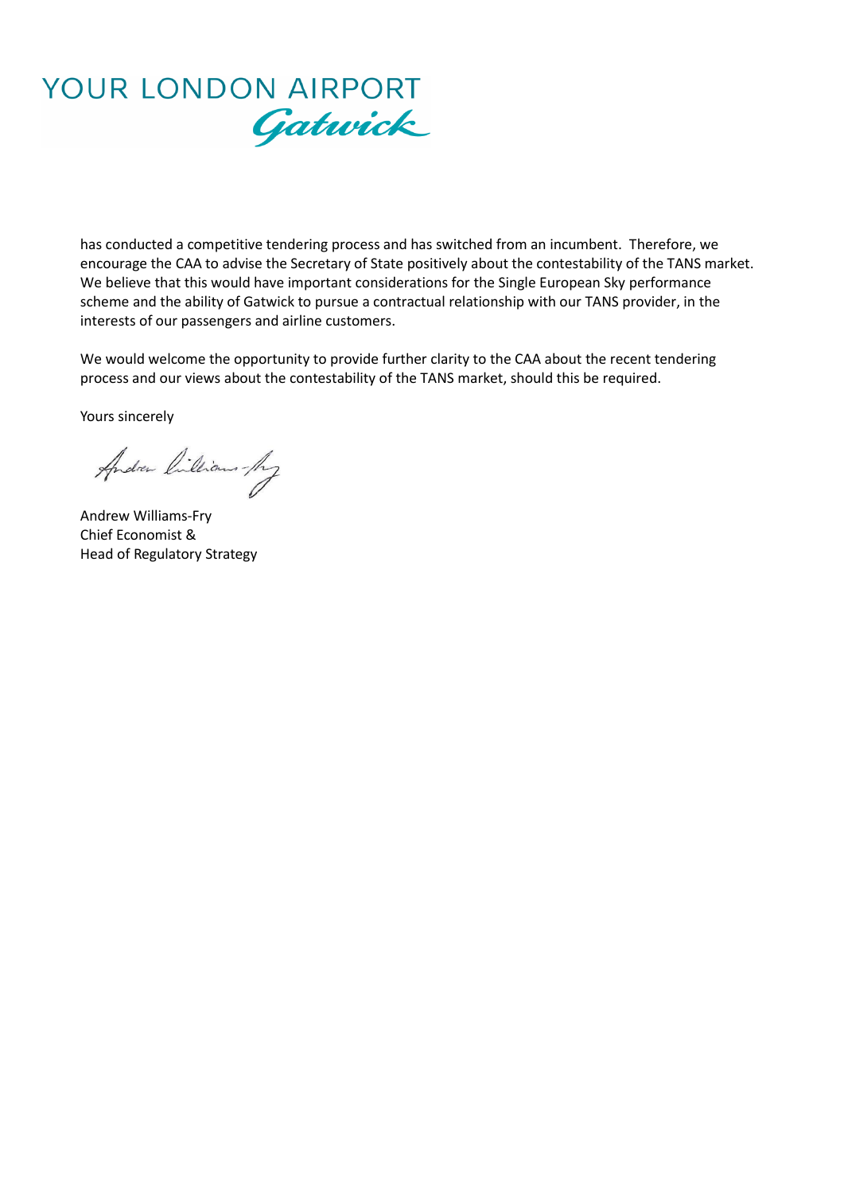has conducted a competitive tendering process and has switched from an incumbent. Therefore, we encourage the CAA to advise the Secretary of State positively about the contestability of the TANS market. We believe that this would have important considerations for the Single European Sky performance scheme and the ability of Gatwick to pursue a contractual relationship with our TANS provider, in the interests of our passengers and airline customers.

We would welcome the opportunity to provide further clarity to the CAA about the recent tendering process and our views about the contestability of the TANS market, should this be required.

Yours sincerely

Andrew Williams-Fry
Chief Economist &
Head of Regulatory Strategy